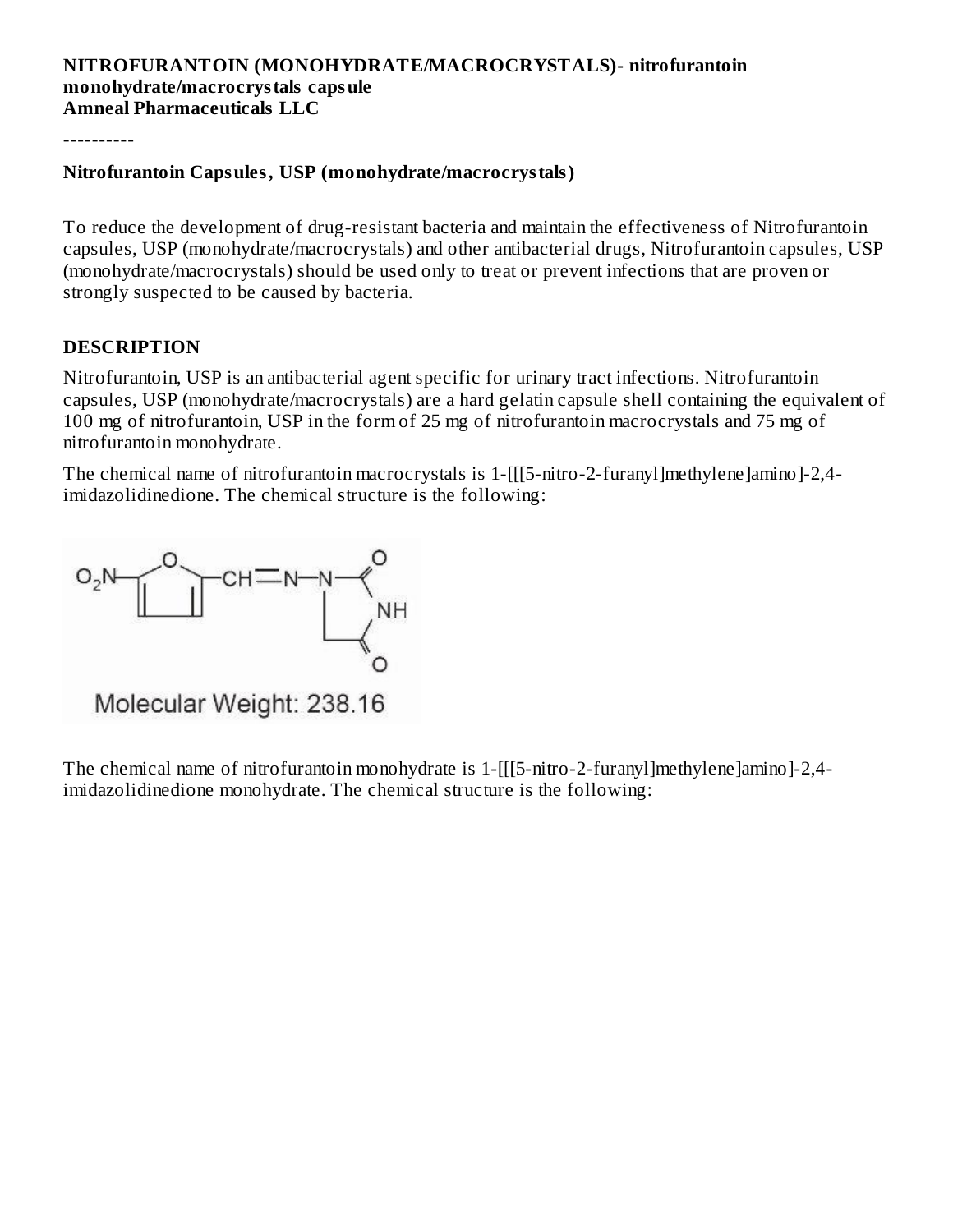**NITROFURANTOIN (MONOHYDRATE/MACROCRYSTALS)- nitrofurantoin monohydrate/macrocrystals capsule**
**Amneal Pharmaceuticals LLC**

----------

**Nitrofurantoin Capsules, USP (monohydrate/macrocrystals)**

To reduce the development of drug-resistant bacteria and maintain the effectiveness of Nitrofurantoin capsules, USP (monohydrate/macrocrystals) and other antibacterial drugs, Nitrofurantoin capsules, USP (monohydrate/macrocrystals) should be used only to treat or prevent infections that are proven or strongly suspected to be caused by bacteria.

## DESCRIPTION

Nitrofurantoin, USP is an antibacterial agent specific for urinary tract infections. Nitrofurantoin capsules, USP (monohydrate/macrocrystals) are a hard gelatin capsule shell containing the equivalent of 100 mg of nitrofurantoin, USP in the form of 25 mg of nitrofurantoin macrocrystals and 75 mg of nitrofurantoin monohydrate.

The chemical name of nitrofurantoin macrocrystals is 1-[[[5-nitro-2-furanyl]methylene]amino]-2,4-imidazolidinedione. The chemical structure is the following:

Molecular Weight: 238.16

The chemical name of nitrofurantoin monohydrate is 1-[[[5-nitro-2-furanyl]methylene]amino]-2,4-imidazolidinedione monohydrate. The chemical structure is the following: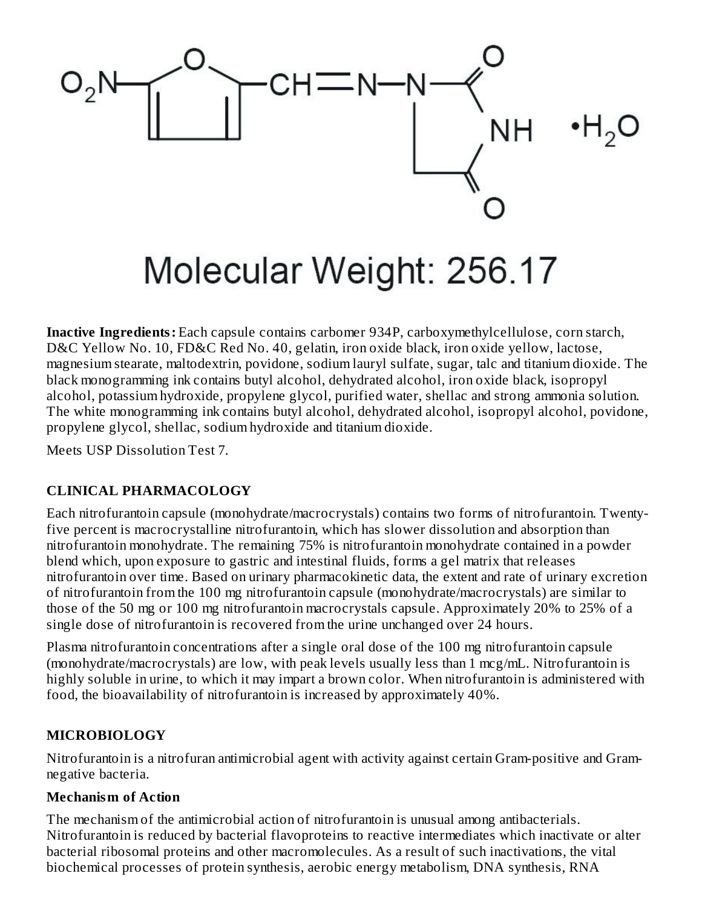Molecular Weight: 256.17

**Inactive Ingredients:** Each capsule contains carbomer 934P, carboxymethylcellulose, corn starch, D&C Yellow No. 10, FD&C Red No. 40, gelatin, iron oxide black, iron oxide yellow, lactose, magnesium stearate, maltodextrin, povidone, sodium lauryl sulfate, sugar, talc and titanium dioxide. The black monogramming ink contains butyl alcohol, dehydrated alcohol, iron oxide black, isopropyl alcohol, potassium hydroxide, propylene glycol, purified water, shellac and strong ammonia solution. The white monogramming ink contains butyl alcohol, dehydrated alcohol, isopropyl alcohol, povidone, propylene glycol, shellac, sodium hydroxide and titanium dioxide.

Meets USP Dissolution Test 7.

## CLINICAL PHARMACOLOGY

Each nitrofurantoin capsule (monohydrate/macrocrystals) contains two forms of nitrofurantoin. Twenty-five percent is macrocrystalline nitrofurantoin, which has slower dissolution and absorption than nitrofurantoin monohydrate. The remaining 75% is nitrofurantoin monohydrate contained in a powder blend which, upon exposure to gastric and intestinal fluids, forms a gel matrix that releases nitrofurantoin over time. Based on urinary pharmacokinetic data, the extent and rate of urinary excretion of nitrofurantoin from the 100 mg nitrofurantoin capsule (monohydrate/macrocrystals) are similar to those of the 50 mg or 100 mg nitrofurantoin macrocrystals capsule. Approximately 20% to 25% of a single dose of nitrofurantoin is recovered from the urine unchanged over 24 hours.

Plasma nitrofurantoin concentrations after a single oral dose of the 100 mg nitrofurantoin capsule (monohydrate/macrocrystals) are low, with peak levels usually less than 1 mcg/mL. Nitrofurantoin is highly soluble in urine, to which it may impart a brown color. When nitrofurantoin is administered with food, the bioavailability of nitrofurantoin is increased by approximately 40%.

## MICROBIOLOGY

Nitrofurantoin is a nitrofuran antimicrobial agent with activity against certain Gram-positive and Gram-negative bacteria.

### Mechanism of Action

The mechanism of the antimicrobial action of nitrofurantoin is unusual among antibacterials. Nitrofurantoin is reduced by bacterial flavoproteins to reactive intermediates which inactivate or alter bacterial ribosomal proteins and other macromolecules. As a result of such inactivations, the vital biochemical processes of protein synthesis, aerobic energy metabolism, DNA synthesis, RNA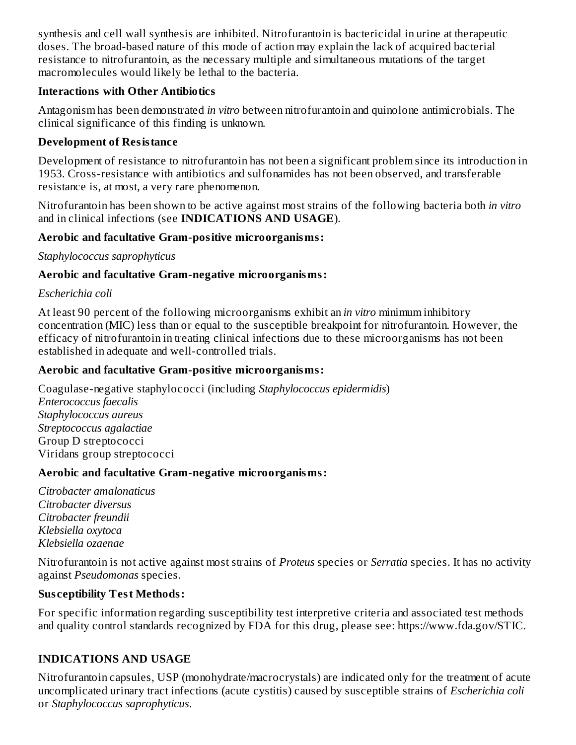synthesis and cell wall synthesis are inhibited. Nitrofurantoin is bactericidal in urine at therapeutic doses. The broad-based nature of this mode of action may explain the lack of acquired bacterial resistance to nitrofurantoin, as the necessary multiple and simultaneous mutations of the target macromolecules would likely be lethal to the bacteria.

**Interactions with Other Antibiotics**

Antagonism has been demonstrated *in vitro* between nitrofurantoin and quinolone antimicrobials. The clinical significance of this finding is unknown.

**Development of Resistance**

Development of resistance to nitrofurantoin has not been a significant problem since its introduction in 1953. Cross-resistance with antibiotics and sulfonamides has not been observed, and transferable resistance is, at most, a very rare phenomenon.

Nitrofurantoin has been shown to be active against most strains of the following bacteria both *in vitro* and in clinical infections (see **INDICATIONS AND USAGE**).

**Aerobic and facultative Gram-positive microorganisms:**

*Staphylococcus saprophyticus*

**Aerobic and facultative Gram-negative microorganisms:**

*Escherichia coli*

At least 90 percent of the following microorganisms exhibit an *in vitro* minimum inhibitory concentration (MIC) less than or equal to the susceptible breakpoint for nitrofurantoin. However, the efficacy of nitrofurantoin in treating clinical infections due to these microorganisms has not been established in adequate and well-controlled trials.

**Aerobic and facultative Gram-positive microorganisms:**

Coagulase-negative staphylococci (including *Staphylococcus epidermidis*)
*Enterococcus faecalis*
*Staphylococcus aureus*
*Streptococcus agalactiae*
Group D streptococci
Viridans group streptococci

**Aerobic and facultative Gram-negative microorganisms:**

*Citrobacter amalonaticus*
*Citrobacter diversus*
*Citrobacter freundii*
*Klebsiella oxytoca*
*Klebsiella ozaenae*

Nitrofurantoin is not active against most strains of *Proteus* species or *Serratia* species. It has no activity against *Pseudomonas* species.

**Susceptibility Test Methods:**

For specific information regarding susceptibility test interpretive criteria and associated test methods and quality control standards recognized by FDA for this drug, please see: https://www.fda.gov/STIC.

## INDICATIONS AND USAGE

Nitrofurantoin capsules, USP (monohydrate/macrocrystals) are indicated only for the treatment of acute uncomplicated urinary tract infections (acute cystitis) caused by susceptible strains of *Escherichia coli* or *Staphylococcus saprophyticus*.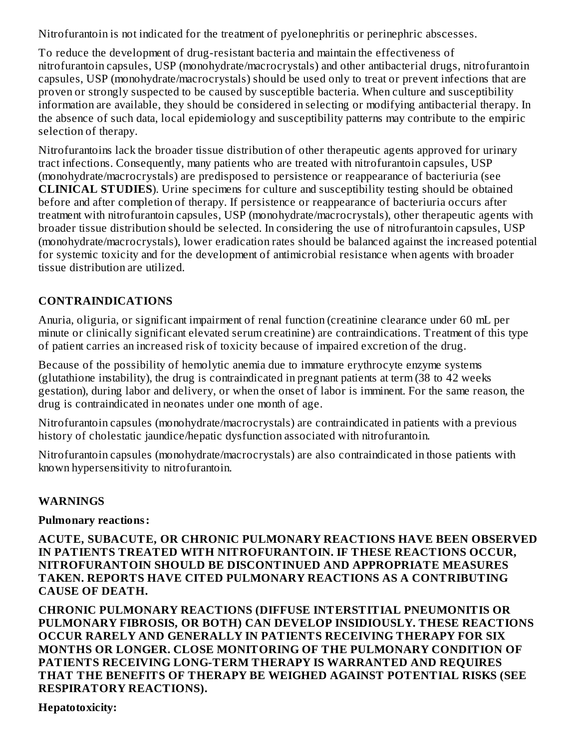Nitrofurantoin is not indicated for the treatment of pyelonephritis or perinephric abscesses.

To reduce the development of drug-resistant bacteria and maintain the effectiveness of nitrofurantoin capsules, USP (monohydrate/macrocrystals) and other antibacterial drugs, nitrofurantoin capsules, USP (monohydrate/macrocrystals) should be used only to treat or prevent infections that are proven or strongly suspected to be caused by susceptible bacteria. When culture and susceptibility information are available, they should be considered in selecting or modifying antibacterial therapy. In the absence of such data, local epidemiology and susceptibility patterns may contribute to the empiric selection of therapy.

Nitrofurantoins lack the broader tissue distribution of other therapeutic agents approved for urinary tract infections. Consequently, many patients who are treated with nitrofurantoin capsules, USP (monohydrate/macrocrystals) are predisposed to persistence or reappearance of bacteriuria (see **CLINICAL STUDIES**). Urine specimens for culture and susceptibility testing should be obtained before and after completion of therapy. If persistence or reappearance of bacteriuria occurs after treatment with nitrofurantoin capsules, USP (monohydrate/macrocrystals), other therapeutic agents with broader tissue distribution should be selected. In considering the use of nitrofurantoin capsules, USP (monohydrate/macrocrystals), lower eradication rates should be balanced against the increased potential for systemic toxicity and for the development of antimicrobial resistance when agents with broader tissue distribution are utilized.

## CONTRAINDICATIONS

Anuria, oliguria, or significant impairment of renal function (creatinine clearance under 60 mL per minute or clinically significant elevated serum creatinine) are contraindications. Treatment of this type of patient carries an increased risk of toxicity because of impaired excretion of the drug.

Because of the possibility of hemolytic anemia due to immature erythrocyte enzyme systems (glutathione instability), the drug is contraindicated in pregnant patients at term (38 to 42 weeks gestation), during labor and delivery, or when the onset of labor is imminent. For the same reason, the drug is contraindicated in neonates under one month of age.

Nitrofurantoin capsules (monohydrate/macrocrystals) are contraindicated in patients with a previous history of cholestatic jaundice/hepatic dysfunction associated with nitrofurantoin.

Nitrofurantoin capsules (monohydrate/macrocrystals) are also contraindicated in those patients with known hypersensitivity to nitrofurantoin.

## WARNINGS

**Pulmonary reactions:**

**ACUTE, SUBACUTE, OR CHRONIC PULMONARY REACTIONS HAVE BEEN OBSERVED IN PATIENTS TREATED WITH NITROFURANTOIN. IF THESE REACTIONS OCCUR, NITROFURANTOIN SHOULD BE DISCONTINUED AND APPROPRIATE MEASURES TAKEN. REPORTS HAVE CITED PULMONARY REACTIONS AS A CONTRIBUTING CAUSE OF DEATH.**

**CHRONIC PULMONARY REACTIONS (DIFFUSE INTERSTITIAL PNEUMONITIS OR PULMONARY FIBROSIS, OR BOTH) CAN DEVELOP INSIDIOUSLY. THESE REACTIONS OCCUR RARELY AND GENERALLY IN PATIENTS RECEIVING THERAPY FOR SIX MONTHS OR LONGER. CLOSE MONITORING OF THE PULMONARY CONDITION OF PATIENTS RECEIVING LONG-TERM THERAPY IS WARRANTED AND REQUIRES THAT THE BENEFITS OF THERAPY BE WEIGHED AGAINST POTENTIAL RISKS (SEE RESPIRATORY REACTIONS).**

**Hepatotoxicity:**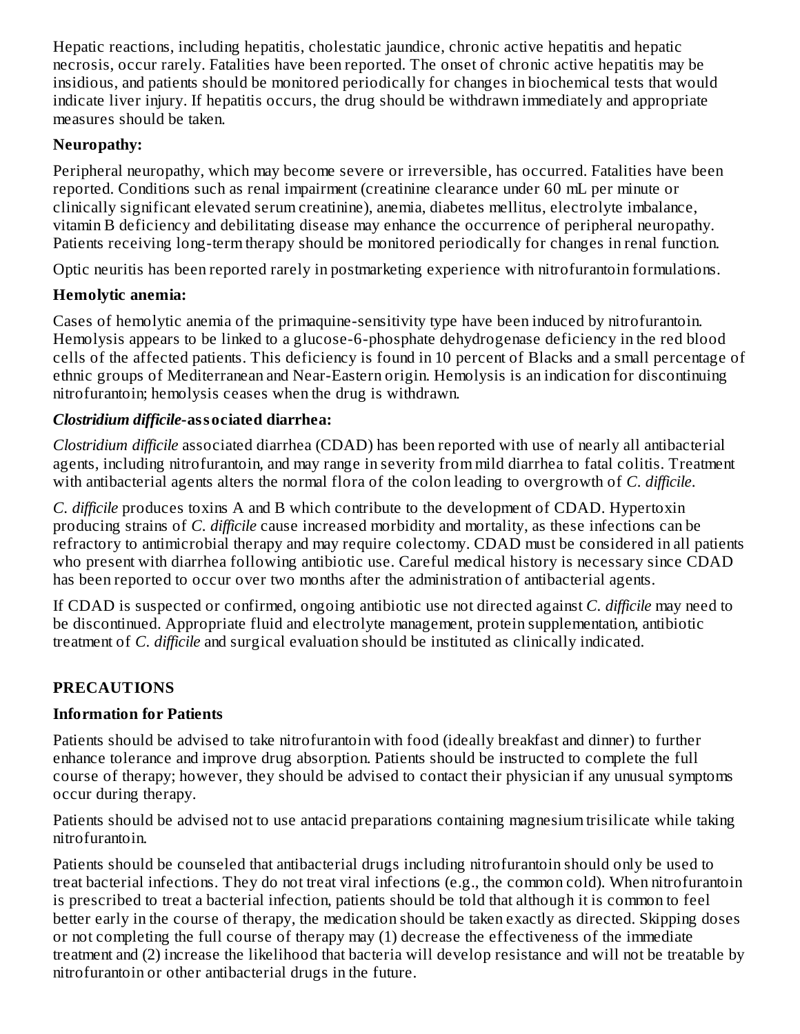Hepatic reactions, including hepatitis, cholestatic jaundice, chronic active hepatitis and hepatic necrosis, occur rarely. Fatalities have been reported. The onset of chronic active hepatitis may be insidious, and patients should be monitored periodically for changes in biochemical tests that would indicate liver injury. If hepatitis occurs, the drug should be withdrawn immediately and appropriate measures should be taken.

**Neuropathy:**

Peripheral neuropathy, which may become severe or irreversible, has occurred. Fatalities have been reported. Conditions such as renal impairment (creatinine clearance under 60 mL per minute or clinically significant elevated serum creatinine), anemia, diabetes mellitus, electrolyte imbalance, vitamin B deficiency and debilitating disease may enhance the occurrence of peripheral neuropathy. Patients receiving long-term therapy should be monitored periodically for changes in renal function.

Optic neuritis has been reported rarely in postmarketing experience with nitrofurantoin formulations.

**Hemolytic anemia:**

Cases of hemolytic anemia of the primaquine-sensitivity type have been induced by nitrofurantoin. Hemolysis appears to be linked to a glucose-6-phosphate dehydrogenase deficiency in the red blood cells of the affected patients. This deficiency is found in 10 percent of Blacks and a small percentage of ethnic groups of Mediterranean and Near-Eastern origin. Hemolysis is an indication for discontinuing nitrofurantoin; hemolysis ceases when the drug is withdrawn.

***Clostridium difficile*-associated diarrhea:**

*Clostridium difficile* associated diarrhea (CDAD) has been reported with use of nearly all antibacterial agents, including nitrofurantoin, and may range in severity from mild diarrhea to fatal colitis. Treatment with antibacterial agents alters the normal flora of the colon leading to overgrowth of *C. difficile*.

*C. difficile* produces toxins A and B which contribute to the development of CDAD. Hypertoxin producing strains of *C. difficile* cause increased morbidity and mortality, as these infections can be refractory to antimicrobial therapy and may require colectomy. CDAD must be considered in all patients who present with diarrhea following antibiotic use. Careful medical history is necessary since CDAD has been reported to occur over two months after the administration of antibacterial agents.

If CDAD is suspected or confirmed, ongoing antibiotic use not directed against *C. difficile* may need to be discontinued. Appropriate fluid and electrolyte management, protein supplementation, antibiotic treatment of *C. difficile* and surgical evaluation should be instituted as clinically indicated.

## PRECAUTIONS

### Information for Patients

Patients should be advised to take nitrofurantoin with food (ideally breakfast and dinner) to further enhance tolerance and improve drug absorption. Patients should be instructed to complete the full course of therapy; however, they should be advised to contact their physician if any unusual symptoms occur during therapy.

Patients should be advised not to use antacid preparations containing magnesium trisilicate while taking nitrofurantoin.

Patients should be counseled that antibacterial drugs including nitrofurantoin should only be used to treat bacterial infections. They do not treat viral infections (e.g., the common cold). When nitrofurantoin is prescribed to treat a bacterial infection, patients should be told that although it is common to feel better early in the course of therapy, the medication should be taken exactly as directed. Skipping doses or not completing the full course of therapy may (1) decrease the effectiveness of the immediate treatment and (2) increase the likelihood that bacteria will develop resistance and will not be treatable by nitrofurantoin or other antibacterial drugs in the future.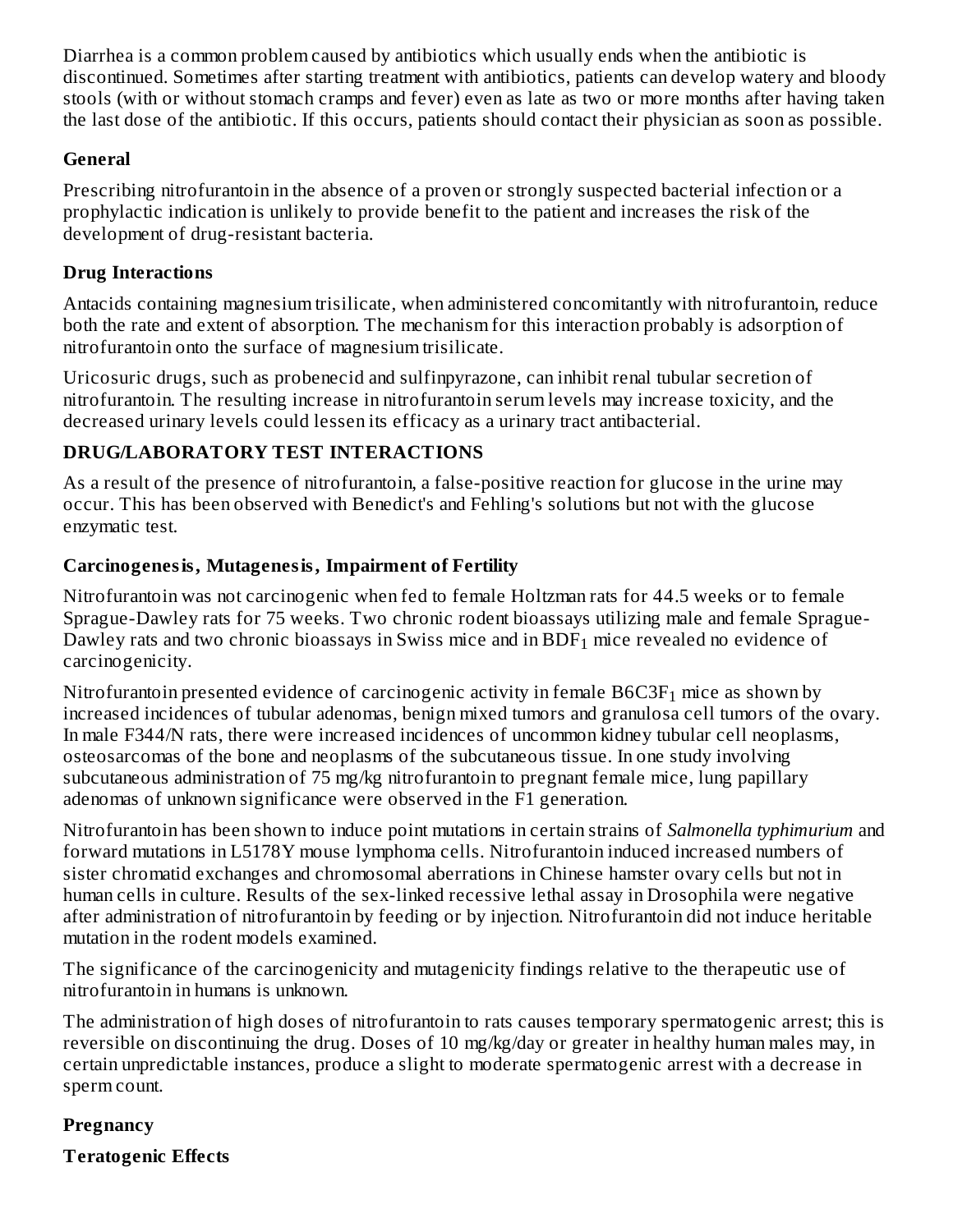Diarrhea is a common problem caused by antibiotics which usually ends when the antibiotic is discontinued. Sometimes after starting treatment with antibiotics, patients can develop watery and bloody stools (with or without stomach cramps and fever) even as late as two or more months after having taken the last dose of the antibiotic. If this occurs, patients should contact their physician as soon as possible.

## General

Prescribing nitrofurantoin in the absence of a proven or strongly suspected bacterial infection or a prophylactic indication is unlikely to provide benefit to the patient and increases the risk of the development of drug-resistant bacteria.

## Drug Interactions

Antacids containing magnesium trisilicate, when administered concomitantly with nitrofurantoin, reduce both the rate and extent of absorption. The mechanism for this interaction probably is adsorption of nitrofurantoin onto the surface of magnesium trisilicate.

Uricosuric drugs, such as probenecid and sulfinpyrazone, can inhibit renal tubular secretion of nitrofurantoin. The resulting increase in nitrofurantoin serum levels may increase toxicity, and the decreased urinary levels could lessen its efficacy as a urinary tract antibacterial.

## DRUG/LABORATORY TEST INTERACTIONS

As a result of the presence of nitrofurantoin, a false-positive reaction for glucose in the urine may occur. This has been observed with Benedict's and Fehling's solutions but not with the glucose enzymatic test.

## Carcinogenesis, Mutagenesis, Impairment of Fertility

Nitrofurantoin was not carcinogenic when fed to female Holtzman rats for 44.5 weeks or to female Sprague-Dawley rats for 75 weeks. Two chronic rodent bioassays utilizing male and female Sprague-Dawley rats and two chronic bioassays in Swiss mice and in $BDF_1$ mice revealed no evidence of carcinogenicity.

Nitrofurantoin presented evidence of carcinogenic activity in female $B6C3F_1$ mice as shown by increased incidences of tubular adenomas, benign mixed tumors and granulosa cell tumors of the ovary. In male F344/N rats, there were increased incidences of uncommon kidney tubular cell neoplasms, osteosarcomas of the bone and neoplasms of the subcutaneous tissue. In one study involving subcutaneous administration of 75 mg/kg nitrofurantoin to pregnant female mice, lung papillary adenomas of unknown significance were observed in the F1 generation.

Nitrofurantoin has been shown to induce point mutations in certain strains of *Salmonella typhimurium* and forward mutations in L5178Y mouse lymphoma cells. Nitrofurantoin induced increased numbers of sister chromatid exchanges and chromosomal aberrations in Chinese hamster ovary cells but not in human cells in culture. Results of the sex-linked recessive lethal assay in Drosophila were negative after administration of nitrofurantoin by feeding or by injection. Nitrofurantoin did not induce heritable mutation in the rodent models examined.

The significance of the carcinogenicity and mutagenicity findings relative to the therapeutic use of nitrofurantoin in humans is unknown.

The administration of high doses of nitrofurantoin to rats causes temporary spermatogenic arrest; this is reversible on discontinuing the drug. Doses of 10 mg/kg/day or greater in healthy human males may, in certain unpredictable instances, produce a slight to moderate spermatogenic arrest with a decrease in sperm count.

## Pregnancy

### Teratogenic Effects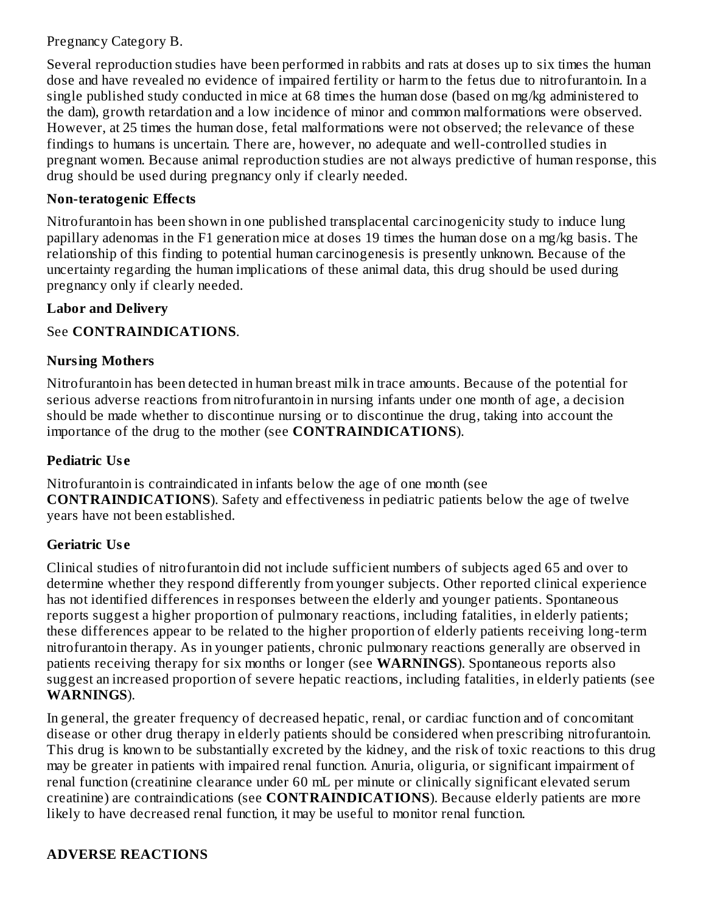Pregnancy Category B.

Several reproduction studies have been performed in rabbits and rats at doses up to six times the human dose and have revealed no evidence of impaired fertility or harm to the fetus due to nitrofurantoin. In a single published study conducted in mice at 68 times the human dose (based on mg/kg administered to the dam), growth retardation and a low incidence of minor and common malformations were observed. However, at 25 times the human dose, fetal malformations were not observed; the relevance of these findings to humans is uncertain. There are, however, no adequate and well-controlled studies in pregnant women. Because animal reproduction studies are not always predictive of human response, this drug should be used during pregnancy only if clearly needed.

**Non-teratogenic Effects**

Nitrofurantoin has been shown in one published transplacental carcinogenicity study to induce lung papillary adenomas in the F1 generation mice at doses 19 times the human dose on a mg/kg basis. The relationship of this finding to potential human carcinogenesis is presently unknown. Because of the uncertainty regarding the human implications of these animal data, this drug should be used during pregnancy only if clearly needed.

**Labor and Delivery**

See **CONTRAINDICATIONS**.

**Nursing Mothers**

Nitrofurantoin has been detected in human breast milk in trace amounts. Because of the potential for serious adverse reactions from nitrofurantoin in nursing infants under one month of age, a decision should be made whether to discontinue nursing or to discontinue the drug, taking into account the importance of the drug to the mother (see **CONTRAINDICATIONS**).

**Pediatric Use**

Nitrofurantoin is contraindicated in infants below the age of one month (see **CONTRAINDICATIONS**). Safety and effectiveness in pediatric patients below the age of twelve years have not been established.

**Geriatric Use**

Clinical studies of nitrofurantoin did not include sufficient numbers of subjects aged 65 and over to determine whether they respond differently from younger subjects. Other reported clinical experience has not identified differences in responses between the elderly and younger patients. Spontaneous reports suggest a higher proportion of pulmonary reactions, including fatalities, in elderly patients; these differences appear to be related to the higher proportion of elderly patients receiving long-term nitrofurantoin therapy. As in younger patients, chronic pulmonary reactions generally are observed in patients receiving therapy for six months or longer (see **WARNINGS**). Spontaneous reports also suggest an increased proportion of severe hepatic reactions, including fatalities, in elderly patients (see **WARNINGS**).

In general, the greater frequency of decreased hepatic, renal, or cardiac function and of concomitant disease or other drug therapy in elderly patients should be considered when prescribing nitrofurantoin. This drug is known to be substantially excreted by the kidney, and the risk of toxic reactions to this drug may be greater in patients with impaired renal function. Anuria, oliguria, or significant impairment of renal function (creatinine clearance under 60 mL per minute or clinically significant elevated serum creatinine) are contraindications (see **CONTRAINDICATIONS**). Because elderly patients are more likely to have decreased renal function, it may be useful to monitor renal function.

## ADVERSE REACTIONS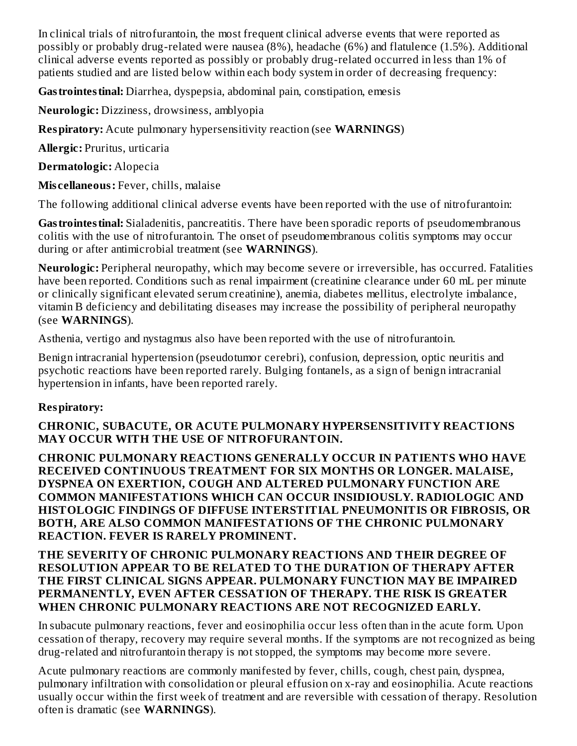In clinical trials of nitrofurantoin, the most frequent clinical adverse events that were reported as possibly or probably drug-related were nausea (8%), headache (6%) and flatulence (1.5%). Additional clinical adverse events reported as possibly or probably drug-related occurred in less than 1% of patients studied and are listed below within each body system in order of decreasing frequency:

**Gastrointestinal:** Diarrhea, dyspepsia, abdominal pain, constipation, emesis

**Neurologic:** Dizziness, drowsiness, amblyopia

**Respiratory:** Acute pulmonary hypersensitivity reaction (see **WARNINGS**)

**Allergic:** Pruritus, urticaria

**Dermatologic:** Alopecia

**Miscellaneous:** Fever, chills, malaise

The following additional clinical adverse events have been reported with the use of nitrofurantoin:

**Gastrointestinal:** Sialadenitis, pancreatitis. There have been sporadic reports of pseudomembranous colitis with the use of nitrofurantoin. The onset of pseudomembranous colitis symptoms may occur during or after antimicrobial treatment (see **WARNINGS**).

**Neurologic:** Peripheral neuropathy, which may become severe or irreversible, has occurred. Fatalities have been reported. Conditions such as renal impairment (creatinine clearance under 60 mL per minute or clinically significant elevated serum creatinine), anemia, diabetes mellitus, electrolyte imbalance, vitamin B deficiency and debilitating diseases may increase the possibility of peripheral neuropathy (see **WARNINGS**).

Asthenia, vertigo and nystagmus also have been reported with the use of nitrofurantoin.

Benign intracranial hypertension (pseudotumor cerebri), confusion, depression, optic neuritis and psychotic reactions have been reported rarely. Bulging fontanels, as a sign of benign intracranial hypertension in infants, have been reported rarely.

**Respiratory:**

**CHRONIC, SUBACUTE, OR ACUTE PULMONARY HYPERSENSITIVITY REACTIONS MAY OCCUR WITH THE USE OF NITROFURANTOIN.**

**CHRONIC PULMONARY REACTIONS GENERALLY OCCUR IN PATIENTS WHO HAVE RECEIVED CONTINUOUS TREATMENT FOR SIX MONTHS OR LONGER. MALAISE, DYSPNEA ON EXERTION, COUGH AND ALTERED PULMONARY FUNCTION ARE COMMON MANIFESTATIONS WHICH CAN OCCUR INSIDIOUSLY. RADIOLOGIC AND HISTOLOGIC FINDINGS OF DIFFUSE INTERSTITIAL PNEUMONITIS OR FIBROSIS, OR BOTH, ARE ALSO COMMON MANIFESTATIONS OF THE CHRONIC PULMONARY REACTION. FEVER IS RARELY PROMINENT.**

**THE SEVERITY OF CHRONIC PULMONARY REACTIONS AND THEIR DEGREE OF RESOLUTION APPEAR TO BE RELATED TO THE DURATION OF THERAPY AFTER THE FIRST CLINICAL SIGNS APPEAR. PULMONARY FUNCTION MAY BE IMPAIRED PERMANENTLY, EVEN AFTER CESSATION OF THERAPY. THE RISK IS GREATER WHEN CHRONIC PULMONARY REACTIONS ARE NOT RECOGNIZED EARLY.**

In subacute pulmonary reactions, fever and eosinophilia occur less often than in the acute form. Upon cessation of therapy, recovery may require several months. If the symptoms are not recognized as being drug-related and nitrofurantoin therapy is not stopped, the symptoms may become more severe.

Acute pulmonary reactions are commonly manifested by fever, chills, cough, chest pain, dyspnea, pulmonary infiltration with consolidation or pleural effusion on x-ray and eosinophilia. Acute reactions usually occur within the first week of treatment and are reversible with cessation of therapy. Resolution often is dramatic (see **WARNINGS**).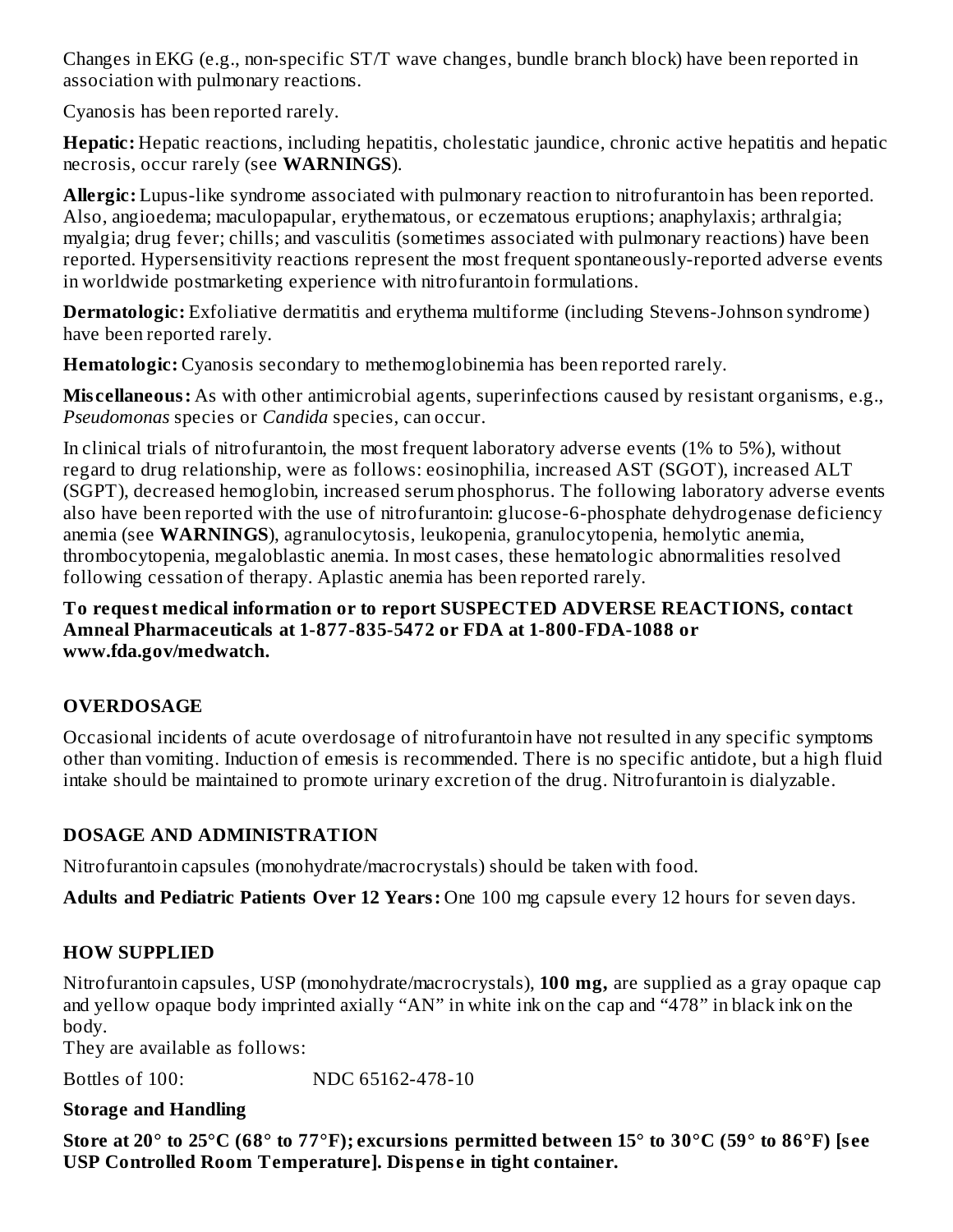Changes in EKG (e.g., non-specific ST/T wave changes, bundle branch block) have been reported in association with pulmonary reactions.

Cyanosis has been reported rarely.

**Hepatic:** Hepatic reactions, including hepatitis, cholestatic jaundice, chronic active hepatitis and hepatic necrosis, occur rarely (see **WARNINGS**).

**Allergic:** Lupus-like syndrome associated with pulmonary reaction to nitrofurantoin has been reported. Also, angioedema; maculopapular, erythematous, or eczematous eruptions; anaphylaxis; arthralgia; myalgia; drug fever; chills; and vasculitis (sometimes associated with pulmonary reactions) have been reported. Hypersensitivity reactions represent the most frequent spontaneously-reported adverse events in worldwide postmarketing experience with nitrofurantoin formulations.

**Dermatologic:** Exfoliative dermatitis and erythema multiforme (including Stevens-Johnson syndrome) have been reported rarely.

**Hematologic:** Cyanosis secondary to methemoglobinemia has been reported rarely.

**Miscellaneous:** As with other antimicrobial agents, superinfections caused by resistant organisms, e.g., *Pseudomonas* species or *Candida* species, can occur.

In clinical trials of nitrofurantoin, the most frequent laboratory adverse events (1% to 5%), without regard to drug relationship, were as follows: eosinophilia, increased AST (SGOT), increased ALT (SGPT), decreased hemoglobin, increased serum phosphorus. The following laboratory adverse events also have been reported with the use of nitrofurantoin: glucose-6-phosphate dehydrogenase deficiency anemia (see **WARNINGS**), agranulocytosis, leukopenia, granulocytopenia, hemolytic anemia, thrombocytopenia, megaloblastic anemia. In most cases, these hematologic abnormalities resolved following cessation of therapy. Aplastic anemia has been reported rarely.

**To request medical information or to report SUSPECTED ADVERSE REACTIONS, contact Amneal Pharmaceuticals at 1-877-835-5472 or FDA at 1-800-FDA-1088 or www.fda.gov/medwatch.**

## OVERDOSAGE

Occasional incidents of acute overdosage of nitrofurantoin have not resulted in any specific symptoms other than vomiting. Induction of emesis is recommended. There is no specific antidote, but a high fluid intake should be maintained to promote urinary excretion of the drug. Nitrofurantoin is dialyzable.

## DOSAGE AND ADMINISTRATION

Nitrofurantoin capsules (monohydrate/macrocrystals) should be taken with food.

**Adults and Pediatric Patients Over 12 Years:** One 100 mg capsule every 12 hours for seven days.

## HOW SUPPLIED

Nitrofurantoin capsules, USP (monohydrate/macrocrystals), **100 mg,** are supplied as a gray opaque cap and yellow opaque body imprinted axially "AN" in white ink on the cap and "478" in black ink on the body.

They are available as follows:

Bottles of 100: NDC 65162-478-10

**Storage and Handling**

**Store at 20° to 25°C (68° to 77°F); excursions permitted between 15° to 30°C (59° to 86°F) [see USP Controlled Room Temperature]. Dispense in tight container.**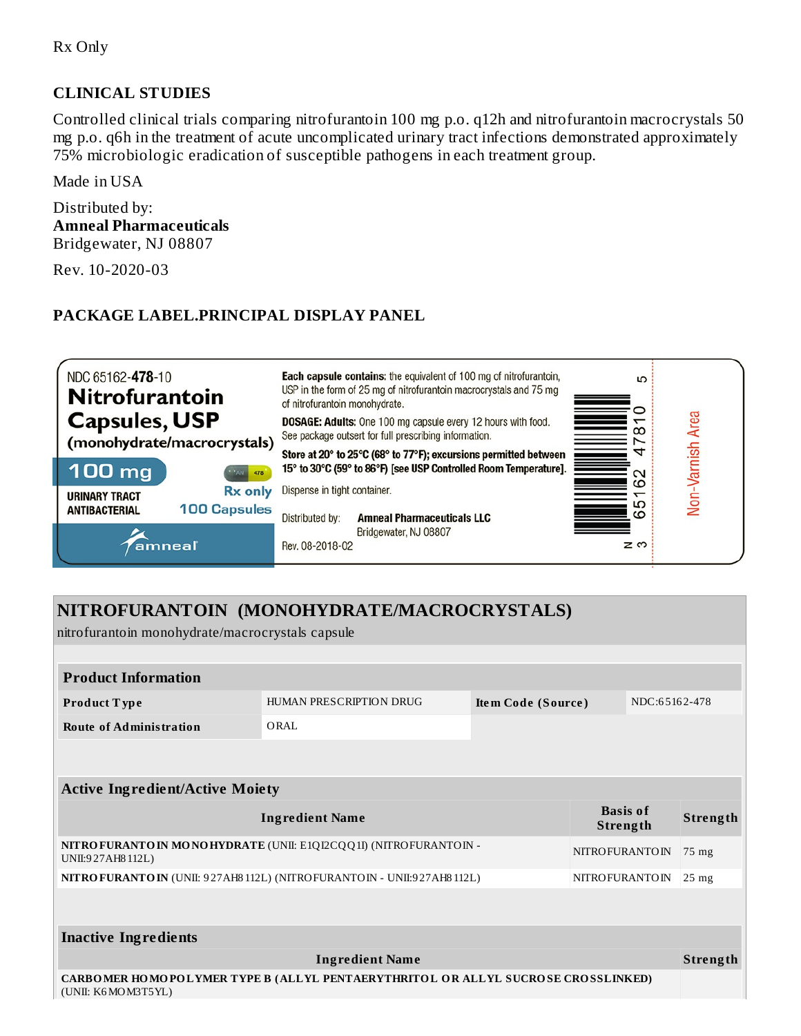Rx Only

## CLINICAL STUDIES

Controlled clinical trials comparing nitrofurantoin 100 mg p.o. q12h and nitrofurantoin macrocrystals 50 mg p.o. q6h in the treatment of acute uncomplicated urinary tract infections demonstrated approximately 75% microbiologic eradication of susceptible pathogens in each treatment group.

Made in USA

Distributed by:
**Amneal Pharmaceuticals**
Bridgewater, NJ 08807

Rev. 10-2020-03

## PACKAGE LABEL.PRINCIPAL DISPLAY PANEL

NDC 65162-**478**-10
**Nitrofurantoin Capsules, USP**
**(monohydrate/macrocrystals)**
**100 mg**
**URINARY TRACT ANTIBACTERIAL**
**Rx only**
**100 Capsules**
amneal

**Each capsule contains:** the equivalent of 100 mg of nitrofurantoin, USP in the form of 25 mg of nitrofurantoin macrocrystals and 75 mg of nitrofurantoin monohydrate.

**DOSAGE: Adults:** One 100 mg capsule every 12 hours with food. See package outsert for full prescribing information.

**Store at 20° to 25°C (68° to 77°F); excursions permitted between 15° to 30°C (59° to 86°F) [see USP Controlled Room Temperature].**

Dispense in tight container.

Distributed by: **Amneal Pharmaceuticals LLC**
Bridgewater, NJ 08807

Rev. 08-2018-02

N 3 65162 47810 5

Non-Varnish Area

## NITROFURANTOIN (MONOHYDRATE/MACROCRYSTALS)

nitrofurantoin monohydrate/macrocrystals capsule

| Product Information | | | |
|---|---|---|---|
| **Product Type** | HUMAN PRESCRIPTION DRUG | **Item Code (Source)** | NDC:65162-478 |
| **Route of Administration** | ORAL | | |

| Active Ingredient/Active Moiety | | |
|---|---|---|
| **Ingredient Name** | **Basis of Strength** | **Strength** |
| **NITROFURANTOIN MONOHYDRATE** (UNII: E1QI2CQQ1I) (NITROFURANTOIN - UNII:927AH8112L) | NITROFURANTOIN | 75 mg |
| **NITROFURANTOIN** (UNII: 927AH8112L) (NITROFURANTOIN - UNII:927AH8112L) | NITROFURANTOIN | 25 mg |

| Inactive Ingredients | |
|---|---|
| **Ingredient Name** | **Strength** |
| **CARBOMER HOMOPOLYMER TYPE B (ALLYL PENTAERYTHRITOL OR ALLYL SUCROSE CROSSLINKED)** (UNII: K6MOM3T5YL) | |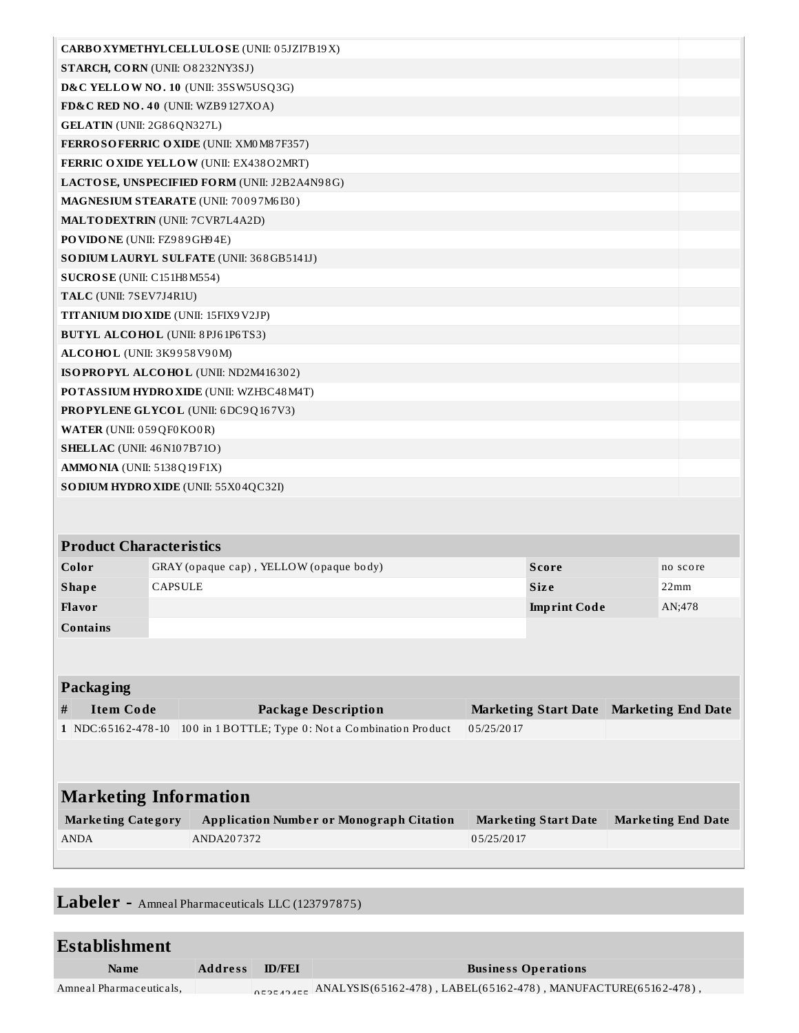| | |
|---|---|
| **CARBOXYMETHYLCELLULOSE** (UNII: 05JZI7B19X) | |
| **STARCH, CORN** (UNII: O8232NY3SJ) | |
| **D&C YELLOW NO. 10** (UNII: 35SW5USQ3G) | |
| **FD&C RED NO. 40** (UNII: WZB9127XOA) | |
| **GELATIN** (UNII: 2G86QN327L) | |
| **FERROSOFERRIC OXIDE** (UNII: XM0M87F357) | |
| **FERRIC OXIDE YELLOW** (UNII: EX438O2MRT) | |
| **LACTOSE, UNSPECIFIED FORM** (UNII: J2B2A4N98G) | |
| **MAGNESIUM STEARATE** (UNII: 70097M6I30) | |
| **MALTODEXTRIN** (UNII: 7CVR7L4A2D) | |
| **POVIDONE** (UNII: FZ989GH94E) | |
| **SODIUM LAURYL SULFATE** (UNII: 368GB5141J) | |
| **SUCROSE** (UNII: C151H8M554) | |
| **TALC** (UNII: 7SEV7J4R1U) | |
| **TITANIUM DIOXIDE** (UNII: 15FIX9V2JP) | |
| **BUTYL ALCOHOL** (UNII: 8PJ61P6TS3) | |
| **ALCOHOL** (UNII: 3K9958V90M) | |
| **ISOPROPYL ALCOHOL** (UNII: ND2M416302) | |
| **POTASSIUM HYDROXIDE** (UNII: WZH3C48M4T) | |
| **PROPYLENE GLYCOL** (UNII: 6DC9Q167V3) | |
| **WATER** (UNII: 059QF0KO0R) | |
| **SHELLAC** (UNII: 46N107B71O) | |
| **AMMONIA** (UNII: 5138Q19F1X) | |
| **SODIUM HYDROXIDE** (UNII: 55X04QC32I) | |

## Product Characteristics

| | | | |
|---|---|---|---|
| **Color** | GRAY (opaque cap) , YELLOW (opaque body) | **Score** | no score |
| **Shape** | CAPSULE | **Size** | 22mm |
| **Flavor** | | **Imprint Code** | AN;478 |
| **Contains** | | | |

## Packaging

| # | Item Code | Package Description | Marketing Start Date | Marketing End Date |
|---|---|---|---|---|
| 1 | NDC:65162-478-10 | 100 in 1 BOTTLE; Type 0: Not a Combination Product | 05/25/2017 | |

## Marketing Information

| Marketing Category | Application Number or Monograph Citation | Marketing Start Date | Marketing End Date |
|---|---|---|---|
| ANDA | ANDA207372 | 05/25/2017 | |

## Labeler - Amneal Pharmaceuticals LLC (123797875)

## Establishment

| Name | Address | ID/FEI | Business Operations |
|---|---|---|---|
| Amneal Pharmaceuticals, | | 0525424 | ANALYSIS(65162-478) , LABEL(65162-478) , MANUFACTURE(65162-478) , |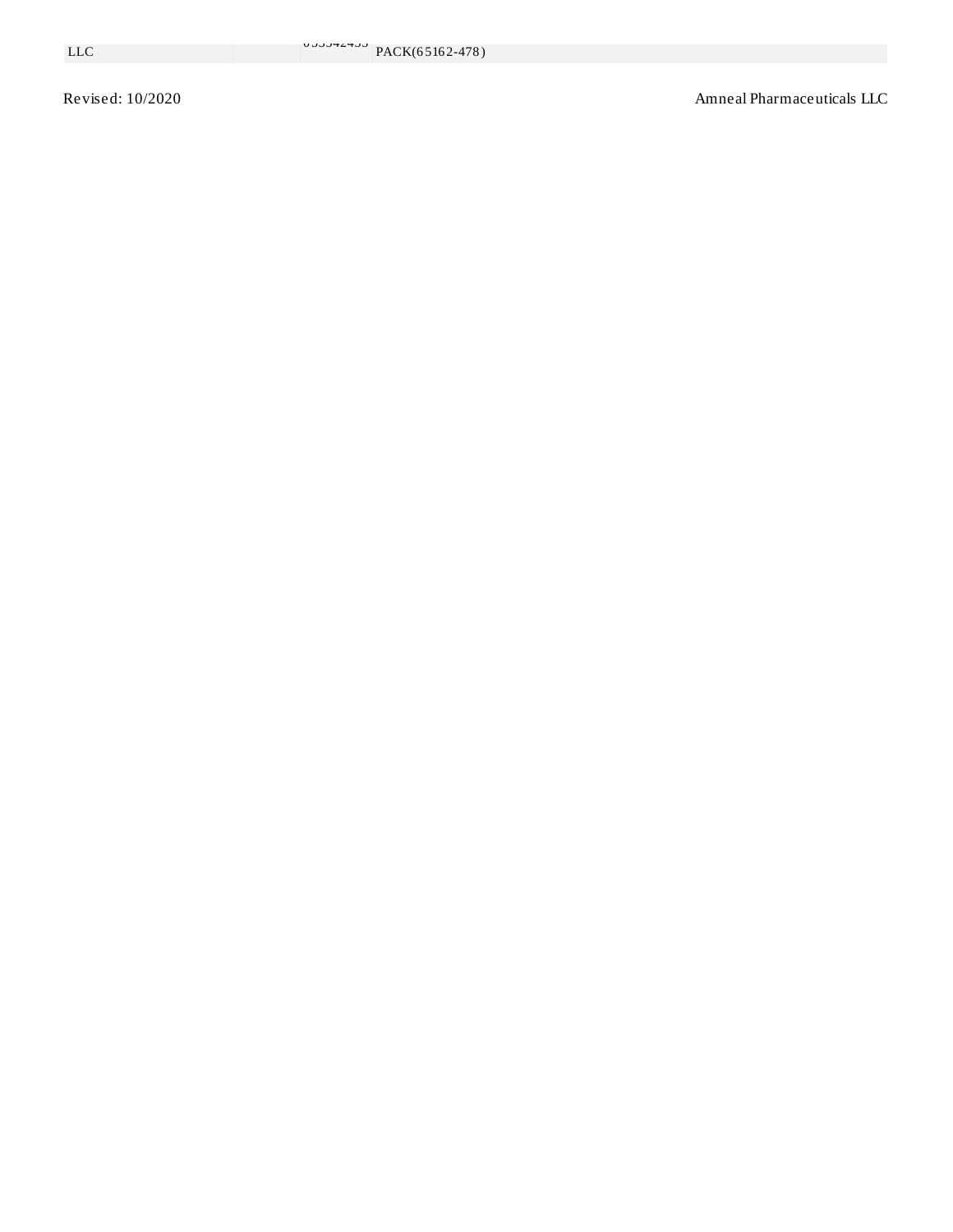| | | | |
|---|---|---|---|
| LLC | | 0 5 5 5 4 2 4 5 5 | PACK(65162-478) |

Revised: 10/2020

Amneal Pharmaceuticals LLC